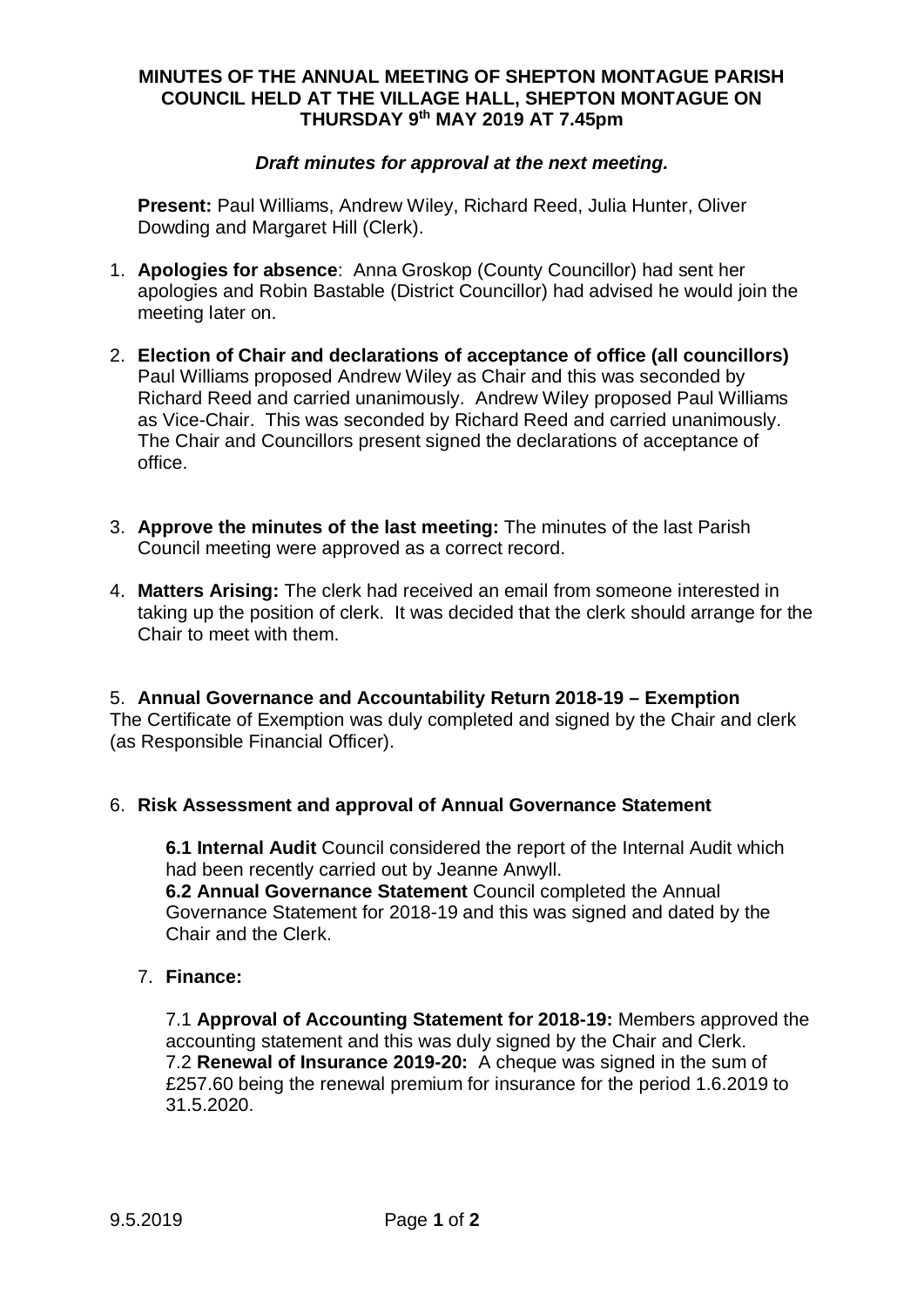# MINUTES OF THE ANNUAL MEETING OF SHEPTON MONTAGUE PARISH COUNCIL HELD AT THE VILLAGE HALL, SHEPTON MONTAGUE ON THURSDAY 9th MAY 2019 AT 7.45pm

***Draft minutes for approval at the next meeting.***

**Present:** Paul Williams, Andrew Wiley, Richard Reed, Julia Hunter, Oliver Dowding and Margaret Hill (Clerk).

1. **Apologies for absence**: Anna Groskop (County Councillor) had sent her apologies and Robin Bastable (District Councillor) had advised he would join the meeting later on.

2. **Election of Chair and declarations of acceptance of office (all councillors)** Paul Williams proposed Andrew Wiley as Chair and this was seconded by Richard Reed and carried unanimously. Andrew Wiley proposed Paul Williams as Vice-Chair. This was seconded by Richard Reed and carried unanimously. The Chair and Councillors present signed the declarations of acceptance of office.

3. **Approve the minutes of the last meeting:** The minutes of the last Parish Council meeting were approved as a correct record.

4. **Matters Arising:** The clerk had received an email from someone interested in taking up the position of clerk. It was decided that the clerk should arrange for the Chair to meet with them.

5. **Annual Governance and Accountability Return 2018-19 – Exemption**
The Certificate of Exemption was duly completed and signed by the Chair and clerk (as Responsible Financial Officer).

6. **Risk Assessment and approval of Annual Governance Statement**

   **6.1 Internal Audit** Council considered the report of the Internal Audit which had been recently carried out by Jeanne Anwyll.
   **6.2 Annual Governance Statement** Council completed the Annual Governance Statement for 2018-19 and this was signed and dated by the Chair and the Clerk.

7. **Finance:**

   7.1 **Approval of Accounting Statement for 2018-19:** Members approved the accounting statement and this was duly signed by the Chair and Clerk.
   7.2 **Renewal of Insurance 2019-20:** A cheque was signed in the sum of £257.60 being the renewal premium for insurance for the period 1.6.2019 to 31.5.2020.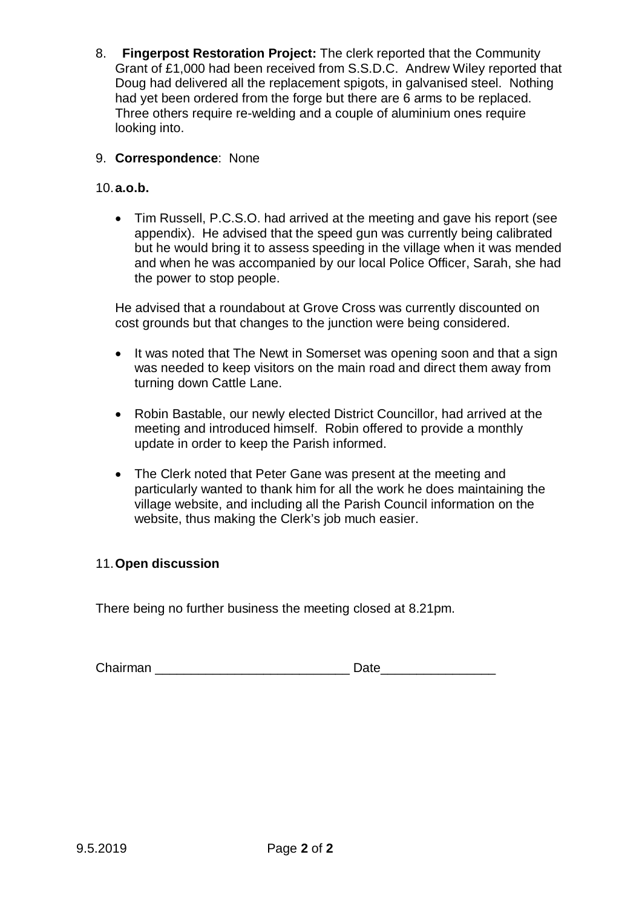8. **Fingerpost Restoration Project:** The clerk reported that the Community Grant of £1,000 had been received from S.S.D.C. Andrew Wiley reported that Doug had delivered all the replacement spigots, in galvanised steel. Nothing had yet been ordered from the forge but there are 6 arms to be replaced. Three others require re-welding and a couple of aluminium ones require looking into.

9. **Correspondence**: None

10. **a.o.b.**

 - Tim Russell, P.C.S.O. had arrived at the meeting and gave his report (see appendix). He advised that the speed gun was currently being calibrated but he would bring it to assess speeding in the village when it was mended and when he was accompanied by our local Police Officer, Sarah, she had the power to stop people.

 He advised that a roundabout at Grove Cross was currently discounted on cost grounds but that changes to the junction were being considered.

 - It was noted that The Newt in Somerset was opening soon and that a sign was needed to keep visitors on the main road and direct them away from turning down Cattle Lane.

 - Robin Bastable, our newly elected District Councillor, had arrived at the meeting and introduced himself. Robin offered to provide a monthly update in order to keep the Parish informed.

 - The Clerk noted that Peter Gane was present at the meeting and particularly wanted to thank him for all the work he does maintaining the village website, and including all the Parish Council information on the website, thus making the Clerk's job much easier.

11. **Open discussion**

There being no further business the meeting closed at 8.21pm.

Chairman ___________________________ Date________________

9.5.2019